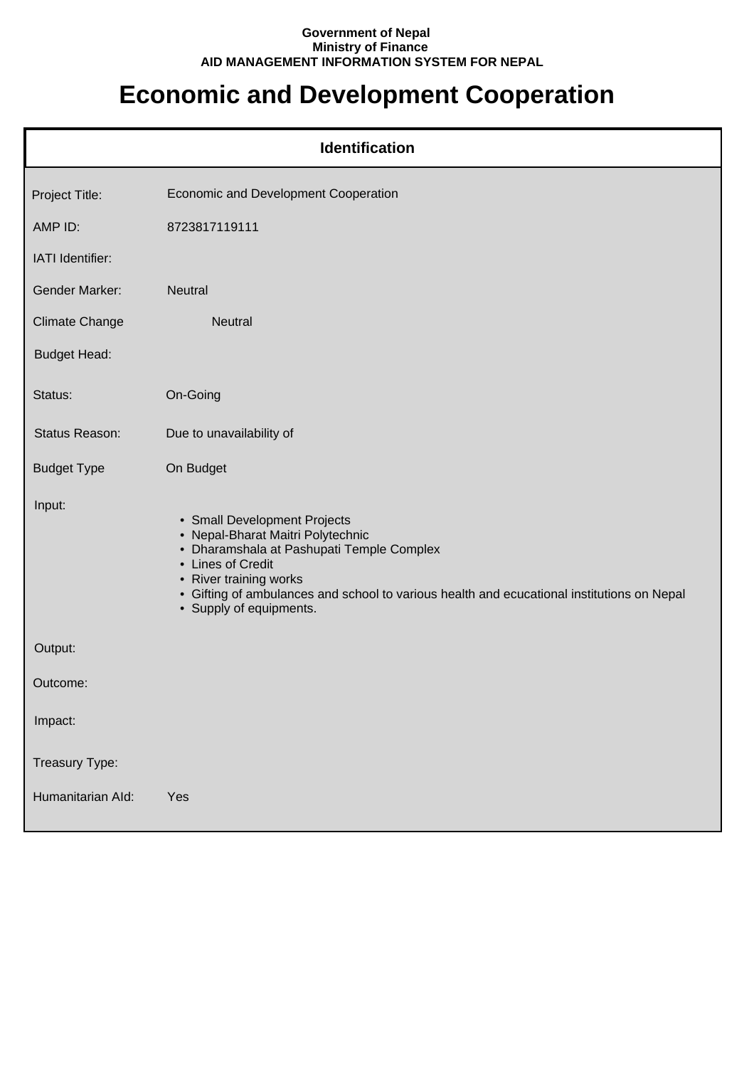**Government of Nepal**
**Ministry of Finance**
**AID MANAGEMENT INFORMATION SYSTEM FOR NEPAL**

# Economic and Development Cooperation

## Identification

| | |
|---|---|
| Project Title: | Economic and Development Cooperation |
| AMP ID: | 8723817119111 |
| IATI Identifier: | |
| Gender Marker: | Neutral |
| Climate Change | Neutral |
| Budget Head: | |
| Status: | On-Going |
| Status Reason: | Due to unavailability of |
| Budget Type | On Budget |
| Input: | • Small Development Projects<br>• Nepal-Bharat Maitri Polytechnic<br>• Dharamshala at Pashupati Temple Complex<br>• Lines of Credit<br>• River training works<br>• Gifting of ambulances and school to various health and ecucational institutions on Nepal<br>• Supply of equipments. |
| Output: | |
| Outcome: | |
| Impact: | |
| Treasury Type: | |
| Humanitarian AId: | Yes |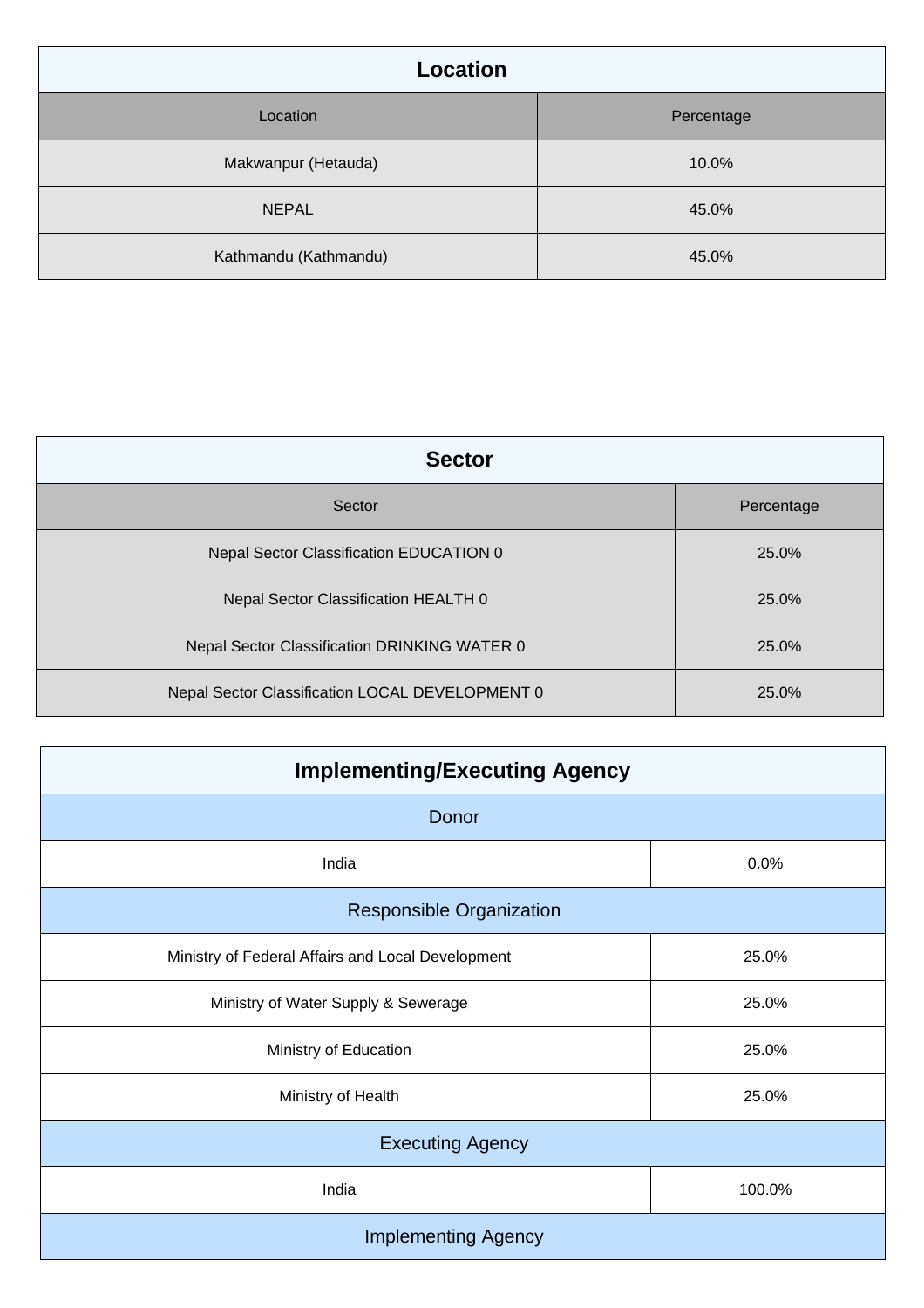| Location | |
|---|---|
| **Location** | **Percentage** |
| Makwanpur (Hetauda) | 10.0% |
| NEPAL | 45.0% |
| Kathmandu (Kathmandu) | 45.0% |

| Sector | |
|---|---|
| **Sector** | **Percentage** |
| Nepal Sector Classification EDUCATION 0 | 25.0% |
| Nepal Sector Classification HEALTH 0 | 25.0% |
| Nepal Sector Classification DRINKING WATER 0 | 25.0% |
| Nepal Sector Classification LOCAL DEVELOPMENT 0 | 25.0% |

| Implementing/Executing Agency | |
|---|---|
| **Donor** | |
| India | 0.0% |
| **Responsible Organization** | |
| Ministry of Federal Affairs and Local Development | 25.0% |
| Ministry of Water Supply & Sewerage | 25.0% |
| Ministry of Education | 25.0% |
| Ministry of Health | 25.0% |
| **Executing Agency** | |
| India | 100.0% |
| **Implementing Agency** | |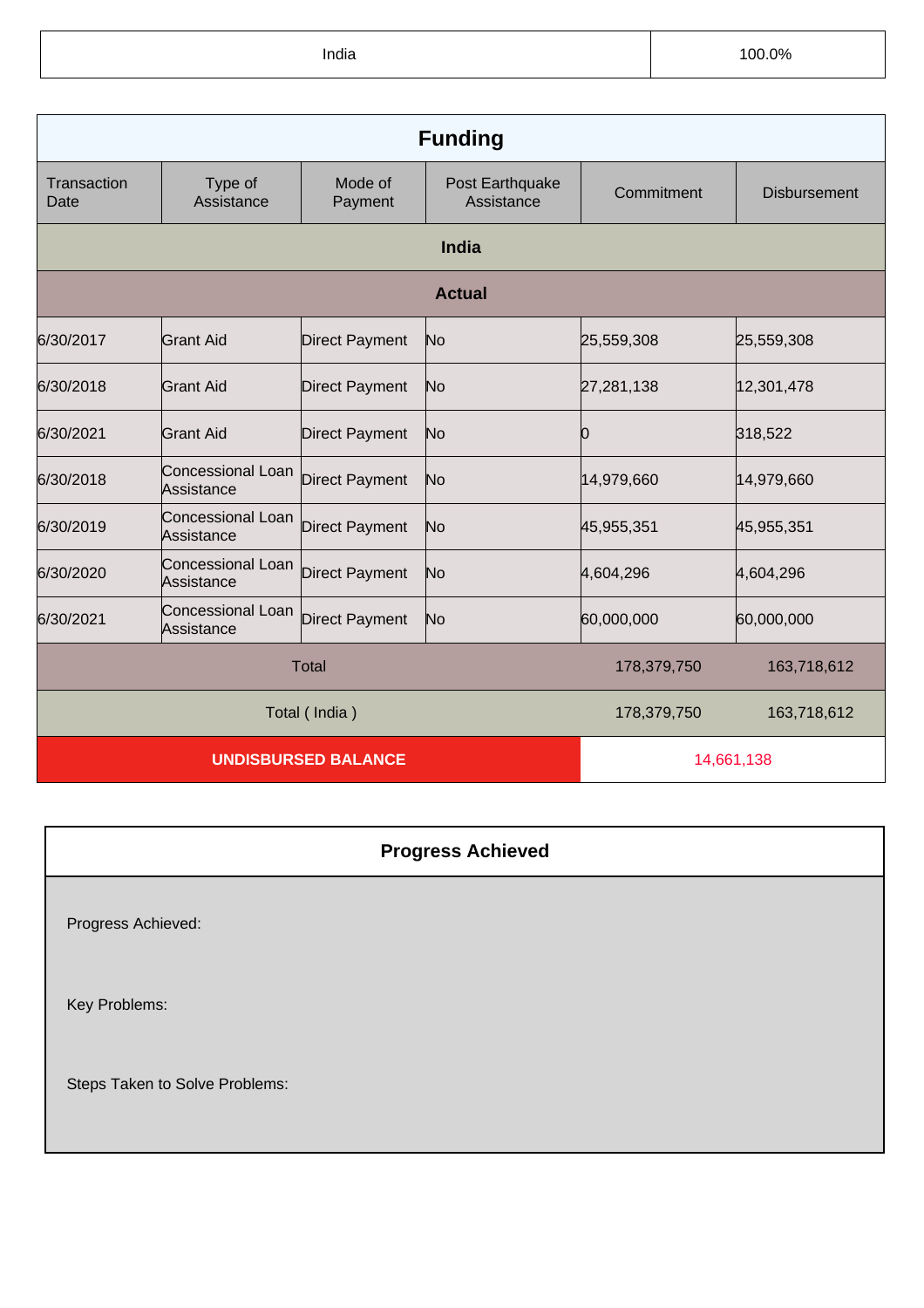| India | 100.0% |
|---|---|

## Funding

| Transaction Date | Type of Assistance | Mode of Payment | Post Earthquake Assistance | Commitment | Disbursement |
|---|---|---|---|---|---|
| **India** | | | | | |
| **Actual** | | | | | |
| 6/30/2017 | Grant Aid | Direct Payment | No | 25,559,308 | 25,559,308 |
| 6/30/2018 | Grant Aid | Direct Payment | No | 27,281,138 | 12,301,478 |
| 6/30/2021 | Grant Aid | Direct Payment | No | 0 | 318,522 |
| 6/30/2018 | Concessional Loan Assistance | Direct Payment | No | 14,979,660 | 14,979,660 |
| 6/30/2019 | Concessional Loan Assistance | Direct Payment | No | 45,955,351 | 45,955,351 |
| 6/30/2020 | Concessional Loan Assistance | Direct Payment | No | 4,604,296 | 4,604,296 |
| 6/30/2021 | Concessional Loan Assistance | Direct Payment | No | 60,000,000 | 60,000,000 |
| Total | | | | 178,379,750 | 163,718,612 |
| Total ( India ) | | | | 178,379,750 | 163,718,612 |
| **UNDISBURSED BALANCE** | | | | 14,661,138 | |

## Progress Achieved

Progress Achieved:

Key Problems:

Steps Taken to Solve Problems: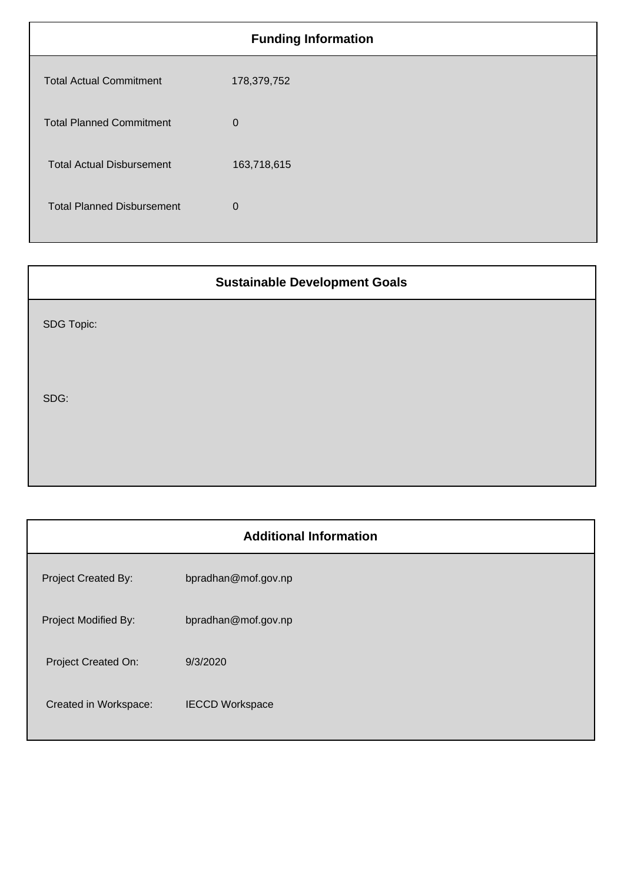## Funding Information

| | |
|---|---|
| Total Actual Commitment | 178,379,752 |
| Total Planned Commitment | 0 |
| Total Actual Disbursement | 163,718,615 |
| Total Planned Disbursement | 0 |

## Sustainable Development Goals

SDG Topic:

SDG:

## Additional Information

| | |
|---|---|
| Project Created By: | bpradhan@mof.gov.np |
| Project Modified By: | bpradhan@mof.gov.np |
| Project Created On: | 9/3/2020 |
| Created in Workspace: | IECCD Workspace |